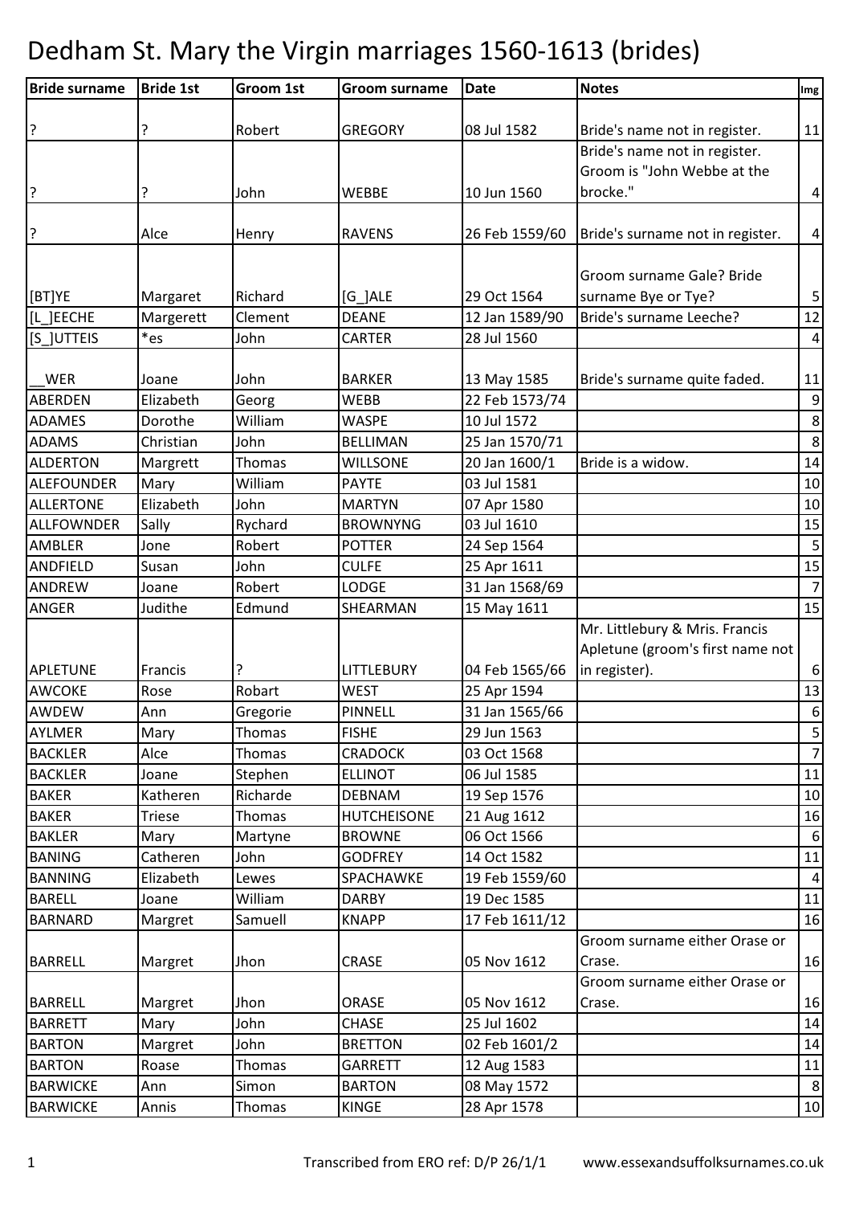# Dedham St. Mary the Virgin marriages 1560-1613 (brides)

| Bride surname | Bride 1st | Groom 1st | Groom surname | Date | Notes | Img |
|---|---|---|---|---|---|---|
| ? | ? | Robert | GREGORY | 08 Jul 1582 | Bride's name not in register. | 11 |
| ? | ? | John | WEBBE | 10 Jun 1560 | Bride's name not in register. Groom is "John Webbe at the brocke." | 4 |
| ? | Alce | Henry | RAVENS | 26 Feb 1559/60 | Bride's surname not in register. | 4 |
| [BT]YE | Margaret | Richard | [G_]ALE | 29 Oct 1564 | Groom surname Gale? Bride surname Bye or Tye? | 5 |
| [L_]EECHE | Margerett | Clement | DEANE | 12 Jan 1589/90 | Bride's surname Leeche? | 12 |
| [S_]UTTEIS | *es | John | CARTER | 28 Jul 1560 | | 4 |
| __WER | Joane | John | BARKER | 13 May 1585 | Bride's surname quite faded. | 11 |
| ABERDEN | Elizabeth | Georg | WEBB | 22 Feb 1573/74 | | 9 |
| ADAMES | Dorothe | William | WASPE | 10 Jul 1572 | | 8 |
| ADAMS | Christian | John | BELLIMAN | 25 Jan 1570/71 | | 8 |
| ALDERTON | Margrett | Thomas | WILLSONE | 20 Jan 1600/1 | Bride is a widow. | 14 |
| ALEFOUNDER | Mary | William | PAYTE | 03 Jul 1581 | | 10 |
| ALLERTONE | Elizabeth | John | MARTYN | 07 Apr 1580 | | 10 |
| ALLFOWNDER | Sally | Rychard | BROWNYNG | 03 Jul 1610 | | 15 |
| AMBLER | Jone | Robert | POTTER | 24 Sep 1564 | | 5 |
| ANDFIELD | Susan | John | CULFE | 25 Apr 1611 | | 15 |
| ANDREW | Joane | Robert | LODGE | 31 Jan 1568/69 | | 7 |
| ANGER | Judithe | Edmund | SHEARMAN | 15 May 1611 | | 15 |
| APLETUNE | Francis | ? | LITTLEBURY | 04 Feb 1565/66 | Mr. Littlebury & Mris. Francis Apletune (groom's first name not in register). | 6 |
| AWCOKE | Rose | Robart | WEST | 25 Apr 1594 | | 13 |
| AWDEW | Ann | Gregorie | PINNELL | 31 Jan 1565/66 | | 6 |
| AYLMER | Mary | Thomas | FISHE | 29 Jun 1563 | | 5 |
| BACKLER | Alce | Thomas | CRADOCK | 03 Oct 1568 | | 7 |
| BACKLER | Joane | Stephen | ELLINOT | 06 Jul 1585 | | 11 |
| BAKER | Katheren | Richarde | DEBNAM | 19 Sep 1576 | | 10 |
| BAKER | Triese | Thomas | HUTCHEISONE | 21 Aug 1612 | | 16 |
| BAKLER | Mary | Martyne | BROWNE | 06 Oct 1566 | | 6 |
| BANING | Catheren | John | GODFREY | 14 Oct 1582 | | 11 |
| BANNING | Elizabeth | Lewes | SPACHAWKE | 19 Feb 1559/60 | | 4 |
| BARELL | Joane | William | DARBY | 19 Dec 1585 | | 11 |
| BARNARD | Margret | Samuell | KNAPP | 17 Feb 1611/12 | | 16 |
| BARRELL | Margret | Jhon | CRASE | 05 Nov 1612 | Groom surname either Orase or Crase. | 16 |
| BARRELL | Margret | Jhon | ORASE | 05 Nov 1612 | Groom surname either Orase or Crase. | 16 |
| BARRETT | Mary | John | CHASE | 25 Jul 1602 | | 14 |
| BARTON | Margret | John | BRETTON | 02 Feb 1601/2 | | 14 |
| BARTON | Roase | Thomas | GARRETT | 12 Aug 1583 | | 11 |
| BARWICKE | Ann | Simon | BARTON | 08 May 1572 | | 8 |
| BARWICKE | Annis | Thomas | KINGE | 28 Apr 1578 | | 10 |

Transcribed from ERO ref: D/P 26/1/1 www.essexandsuffolksurnames.co.uk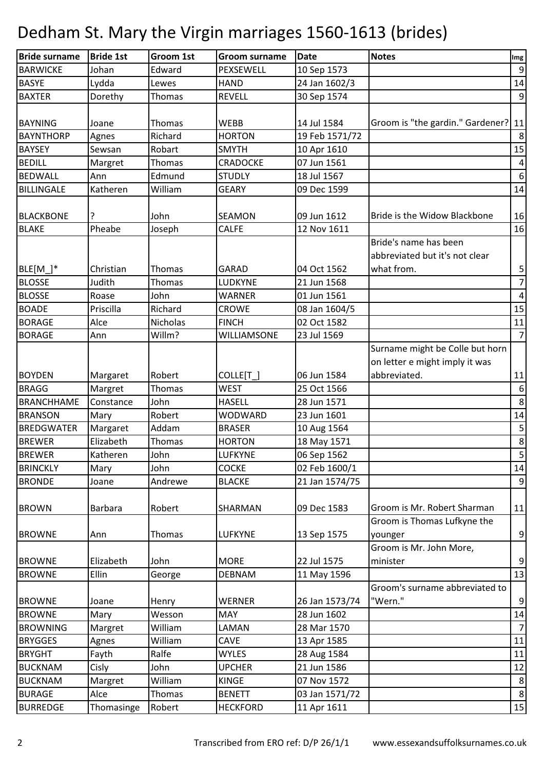# Dedham St. Mary the Virgin marriages 1560-1613 (brides)

| Bride surname | Bride 1st | Groom 1st | Groom surname | Date | Notes | Img |
|---|---|---|---|---|---|---|
| BARWICKE | Johan | Edward | PEXSEWELL | 10 Sep 1573 | | 9 |
| BASYE | Lydda | Lewes | HAND | 24 Jan 1602/3 | | 14 |
| BAXTER | Dorethy | Thomas | REVELL | 30 Sep 1574 | | 9 |
| BAYNING | Joane | Thomas | WEBB | 14 Jul 1584 | Groom is "the gardin." Gardener? | 11 |
| BAYNTHORP | Agnes | Richard | HORTON | 19 Feb 1571/72 | | 8 |
| BAYSEY | Sewsan | Robart | SMYTH | 10 Apr 1610 | | 15 |
| BEDILL | Margret | Thomas | CRADOCKE | 07 Jun 1561 | | 4 |
| BEDWALL | Ann | Edmund | STUDLY | 18 Jul 1567 | | 6 |
| BILLINGALE | Katheren | William | GEARY | 09 Dec 1599 | | 14 |
| BLACKBONE | ? | John | SEAMON | 09 Jun 1612 | Bride is the Widow Blackbone | 16 |
| BLAKE | Pheabe | Joseph | CALFE | 12 Nov 1611 | | 16 |
| BLE[M_]* | Christian | Thomas | GARAD | 04 Oct 1562 | Bride's name has been abbreviated but it's not clear what from. | 5 |
| BLOSSE | Judith | Thomas | LUDKYNE | 21 Jun 1568 | | 7 |
| BLOSSE | Roase | John | WARNER | 01 Jun 1561 | | 4 |
| BOADE | Priscilla | Richard | CROWE | 08 Jan 1604/5 | | 15 |
| BORAGE | Alce | Nicholas | FINCH | 02 Oct 1582 | | 11 |
| BORAGE | Ann | Willm? | WILLIAMSONE | 23 Jul 1569 | | 7 |
| BOYDEN | Margaret | Robert | COLLE[T_] | 06 Jun 1584 | Surname might be Colle but horn on letter e might imply it was abbreviated. | 11 |
| BRAGG | Margret | Thomas | WEST | 25 Oct 1566 | | 6 |
| BRANCHHAME | Constance | John | HASELL | 28 Jun 1571 | | 8 |
| BRANSON | Mary | Robert | WODWARD | 23 Jun 1601 | | 14 |
| BREDGWATER | Margaret | Addam | BRASER | 10 Aug 1564 | | 5 |
| BREWER | Elizabeth | Thomas | HORTON | 18 May 1571 | | 8 |
| BREWER | Katheren | John | LUFKYNE | 06 Sep 1562 | | 5 |
| BRINCKLY | Mary | John | COCKE | 02 Feb 1600/1 | | 14 |
| BRONDE | Joane | Andrewe | BLACKE | 21 Jan 1574/75 | | 9 |
| BROWN | Barbara | Robert | SHARMAN | 09 Dec 1583 | Groom is Mr. Robert Sharman | 11 |
| BROWNE | Ann | Thomas | LUFKYNE | 13 Sep 1575 | Groom is Thomas Lufkyne the younger | 9 |
| BROWNE | Elizabeth | John | MORE | 22 Jul 1575 | Groom is Mr. John More, minister | 9 |
| BROWNE | Ellin | George | DEBNAM | 11 May 1596 | | 13 |
| BROWNE | Joane | Henry | WERNER | 26 Jan 1573/74 | Groom's surname abbreviated to "Wern." | 9 |
| BROWNE | Mary | Wesson | MAY | 28 Jun 1602 | | 14 |
| BROWNING | Margret | William | LAMAN | 28 Mar 1570 | | 7 |
| BRYGGES | Agnes | William | CAVE | 13 Apr 1585 | | 11 |
| BRYGHT | Fayth | Ralfe | WYLES | 28 Aug 1584 | | 11 |
| BUCKNAM | Cisly | John | UPCHER | 21 Jun 1586 | | 12 |
| BUCKNAM | Margret | William | KINGE | 07 Nov 1572 | | 8 |
| BURAGE | Alce | Thomas | BENETT | 03 Jan 1571/72 | | 8 |
| BURREDGE | Thomasinge | Robert | HECKFORD | 11 Apr 1611 | | 15 |

Transcribed from ERO ref: D/P 26/1/1 www.essexandsuffolksurnames.co.uk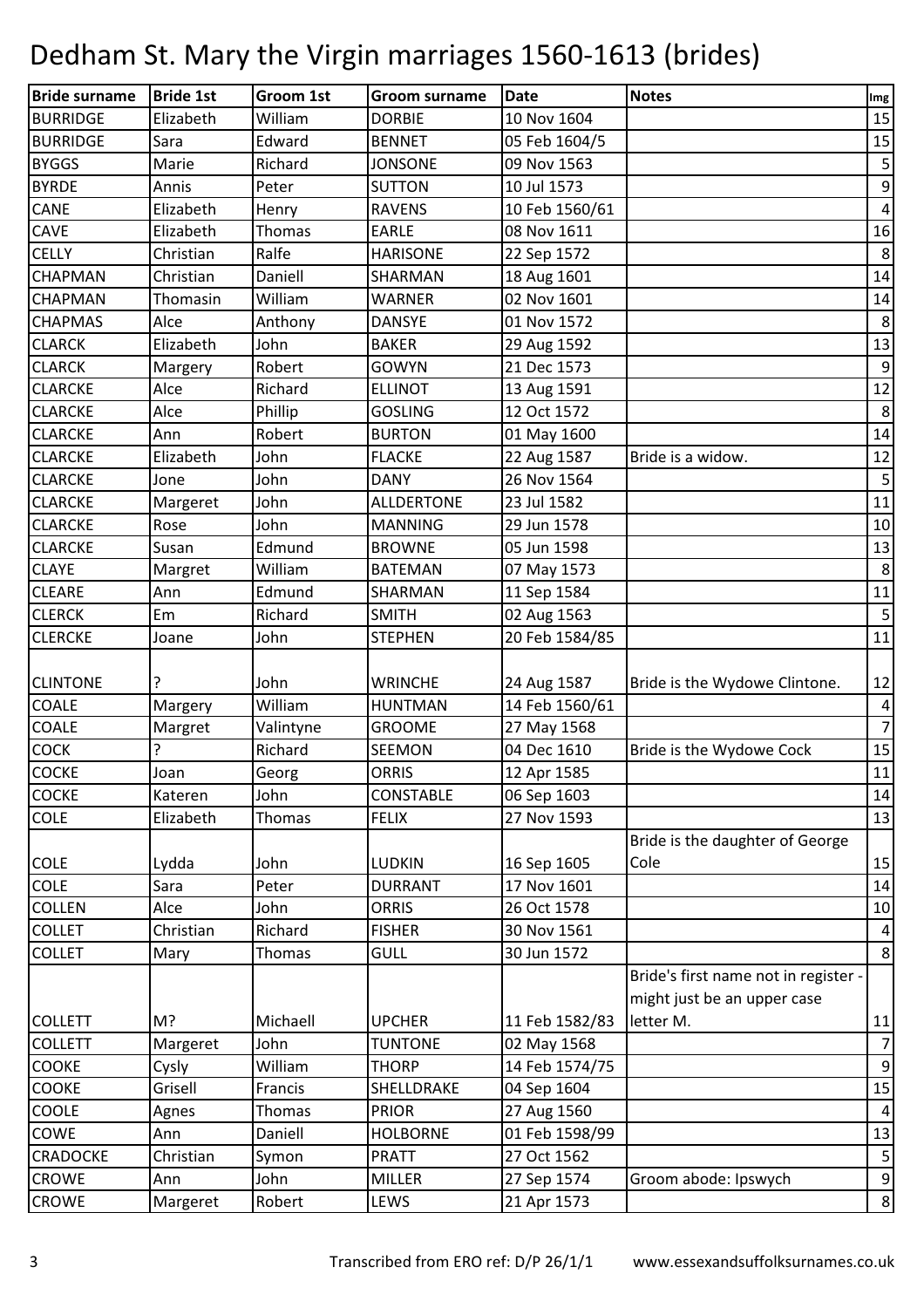# Dedham St. Mary the Virgin marriages 1560-1613 (brides)

| Bride surname | Bride 1st | Groom 1st | Groom surname | Date | Notes | Img |
|---|---|---|---|---|---|---|
| BURRIDGE | Elizabeth | William | DORBIE | 10 Nov 1604 | | 15 |
| BURRIDGE | Sara | Edward | BENNET | 05 Feb 1604/5 | | 15 |
| BYGGS | Marie | Richard | JONSONE | 09 Nov 1563 | | 5 |
| BYRDE | Annis | Peter | SUTTON | 10 Jul 1573 | | 9 |
| CANE | Elizabeth | Henry | RAVENS | 10 Feb 1560/61 | | 4 |
| CAVE | Elizabeth | Thomas | EARLE | 08 Nov 1611 | | 16 |
| CELLY | Christian | Ralfe | HARISONE | 22 Sep 1572 | | 8 |
| CHAPMAN | Christian | Daniell | SHARMAN | 18 Aug 1601 | | 14 |
| CHAPMAN | Thomasin | William | WARNER | 02 Nov 1601 | | 14 |
| CHAPMAS | Alce | Anthony | DANSYE | 01 Nov 1572 | | 8 |
| CLARCK | Elizabeth | John | BAKER | 29 Aug 1592 | | 13 |
| CLARCK | Margery | Robert | GOWYN | 21 Dec 1573 | | 9 |
| CLARCKE | Alce | Richard | ELLINOT | 13 Aug 1591 | | 12 |
| CLARCKE | Alce | Phillip | GOSLING | 12 Oct 1572 | | 8 |
| CLARCKE | Ann | Robert | BURTON | 01 May 1600 | | 14 |
| CLARCKE | Elizabeth | John | FLACKE | 22 Aug 1587 | Bride is a widow. | 12 |
| CLARCKE | Jone | John | DANY | 26 Nov 1564 | | 5 |
| CLARCKE | Margeret | John | ALLDERTONE | 23 Jul 1582 | | 11 |
| CLARCKE | Rose | John | MANNING | 29 Jun 1578 | | 10 |
| CLARCKE | Susan | Edmund | BROWNE | 05 Jun 1598 | | 13 |
| CLAYE | Margret | William | BATEMAN | 07 May 1573 | | 8 |
| CLEARE | Ann | Edmund | SHARMAN | 11 Sep 1584 | | 11 |
| CLERCK | Em | Richard | SMITH | 02 Aug 1563 | | 5 |
| CLERCKE | Joane | John | STEPHEN | 20 Feb 1584/85 | | 11 |
| CLINTONE | ? | John | WRINCHE | 24 Aug 1587 | Bride is the Wydowe Clintone. | 12 |
| COALE | Margery | William | HUNTMAN | 14 Feb 1560/61 | | 4 |
| COALE | Margret | Valintyne | GROOME | 27 May 1568 | | 7 |
| COCK | ? | Richard | SEEMON | 04 Dec 1610 | Bride is the Wydowe Cock | 15 |
| COCKE | Joan | Georg | ORRIS | 12 Apr 1585 | | 11 |
| COCKE | Kateren | John | CONSTABLE | 06 Sep 1603 | | 14 |
| COLE | Elizabeth | Thomas | FELIX | 27 Nov 1593 | | 13 |
| COLE | Lydda | John | LUDKIN | 16 Sep 1605 | Bride is the daughter of George Cole | 15 |
| COLE | Sara | Peter | DURRANT | 17 Nov 1601 | | 14 |
| COLLEN | Alce | John | ORRIS | 26 Oct 1578 | | 10 |
| COLLET | Christian | Richard | FISHER | 30 Nov 1561 | | 4 |
| COLLET | Mary | Thomas | GULL | 30 Jun 1572 | | 8 |
| COLLETT | M? | Michaell | UPCHER | 11 Feb 1582/83 | Bride's first name not in register - might just be an upper case letter M. | 11 |
| COLLETT | Margeret | John | TUNTONE | 02 May 1568 | | 7 |
| COOKE | Cysly | William | THORP | 14 Feb 1574/75 | | 9 |
| COOKE | Grisell | Francis | SHELLDRAKE | 04 Sep 1604 | | 15 |
| COOLE | Agnes | Thomas | PRIOR | 27 Aug 1560 | | 4 |
| COWE | Ann | Daniell | HOLBORNE | 01 Feb 1598/99 | | 13 |
| CRADOCKE | Christian | Symon | PRATT | 27 Oct 1562 | | 5 |
| CROWE | Ann | John | MILLER | 27 Sep 1574 | Groom abode: Ipswych | 9 |
| CROWE | Margeret | Robert | LEWS | 21 Apr 1573 | | 8 |

Transcribed from ERO ref: D/P 26/1/1 www.essexandsuffolksurnames.co.uk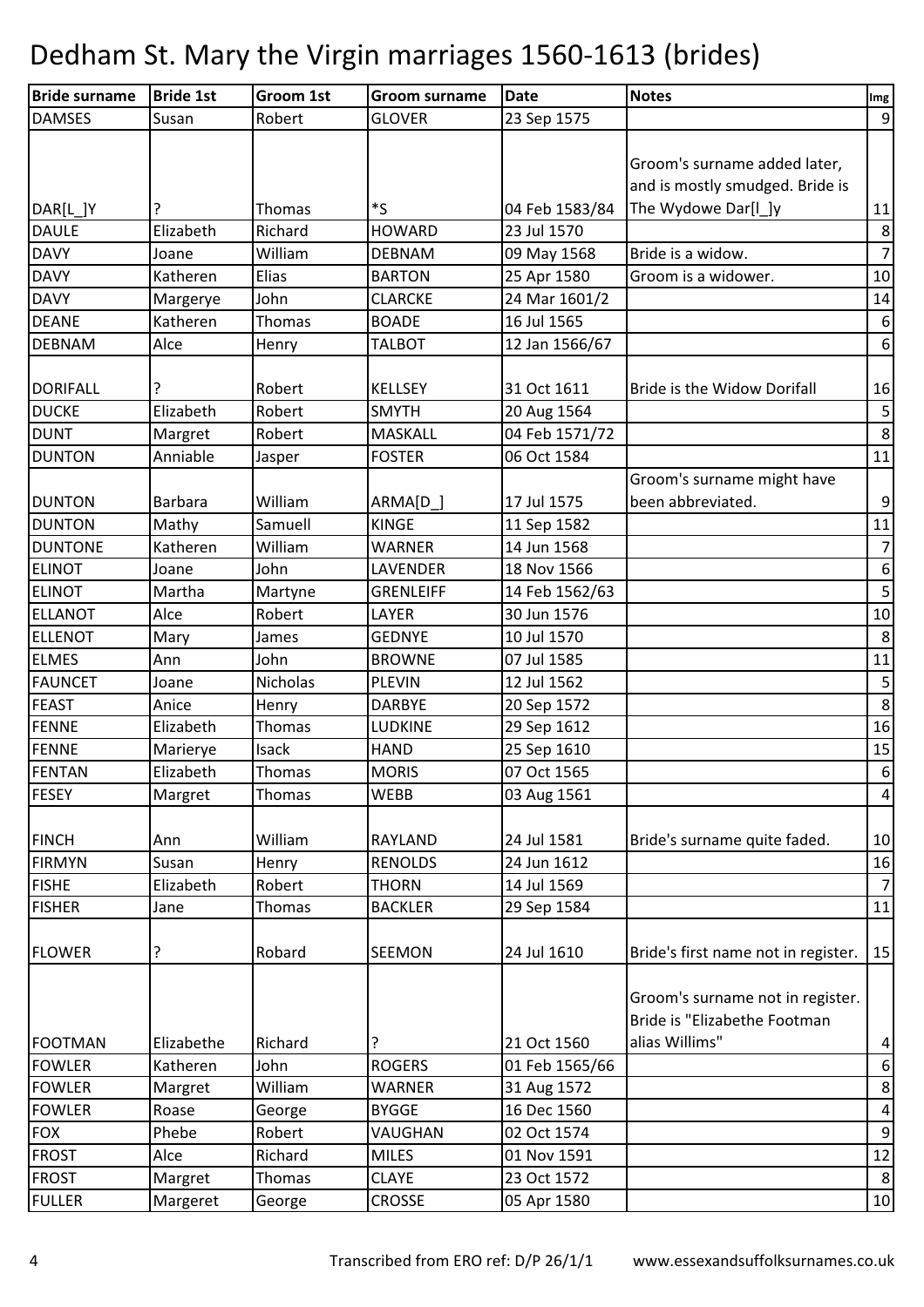# Dedham St. Mary the Virgin marriages 1560-1613 (brides)

| Bride surname | Bride 1st | Groom 1st | Groom surname | Date | Notes | Img |
|---|---|---|---|---|---|---|
| DAMSES | Susan | Robert | GLOVER | 23 Sep 1575 | | 9 |
| DAR[L_]Y | ? | Thomas | *S | 04 Feb 1583/84 | Groom's surname added later, and is mostly smudged. Bride is The Wydowe Dar[l_]y | 11 |
| DAULE | Elizabeth | Richard | HOWARD | 23 Jul 1570 | | 8 |
| DAVY | Joane | William | DEBNAM | 09 May 1568 | Bride is a widow. | 7 |
| DAVY | Katheren | Elias | BARTON | 25 Apr 1580 | Groom is a widower. | 10 |
| DAVY | Margerye | John | CLARCKE | 24 Mar 1601/2 | | 14 |
| DEANE | Katheren | Thomas | BOADE | 16 Jul 1565 | | 6 |
| DEBNAM | Alce | Henry | TALBOT | 12 Jan 1566/67 | | 6 |
| DORIFALL | ? | Robert | KELLSEY | 31 Oct 1611 | Bride is the Widow Dorifall | 16 |
| DUCKE | Elizabeth | Robert | SMYTH | 20 Aug 1564 | | 5 |
| DUNT | Margret | Robert | MASKALL | 04 Feb 1571/72 | | 8 |
| DUNTON | Anniable | Jasper | FOSTER | 06 Oct 1584 | | 11 |
| DUNTON | Barbara | William | ARMA[D_] | 17 Jul 1575 | Groom's surname might have been abbreviated. | 9 |
| DUNTON | Mathy | Samuell | KINGE | 11 Sep 1582 | | 11 |
| DUNTONE | Katheren | William | WARNER | 14 Jun 1568 | | 7 |
| ELINOT | Joane | John | LAVENDER | 18 Nov 1566 | | 6 |
| ELINOT | Martha | Martyne | GRENLEIFF | 14 Feb 1562/63 | | 5 |
| ELLANOT | Alce | Robert | LAYER | 30 Jun 1576 | | 10 |
| ELLENOT | Mary | James | GEDNYE | 10 Jul 1570 | | 8 |
| ELMES | Ann | John | BROWNE | 07 Jul 1585 | | 11 |
| FAUNCET | Joane | Nicholas | PLEVIN | 12 Jul 1562 | | 5 |
| FEAST | Anice | Henry | DARBYE | 20 Sep 1572 | | 8 |
| FENNE | Elizabeth | Thomas | LUDKINE | 29 Sep 1612 | | 16 |
| FENNE | Marierye | Isack | HAND | 25 Sep 1610 | | 15 |
| FENTAN | Elizabeth | Thomas | MORIS | 07 Oct 1565 | | 6 |
| FESEY | Margret | Thomas | WEBB | 03 Aug 1561 | | 4 |
| FINCH | Ann | William | RAYLAND | 24 Jul 1581 | Bride's surname quite faded. | 10 |
| FIRMYN | Susan | Henry | RENOLDS | 24 Jun 1612 | | 16 |
| FISHE | Elizabeth | Robert | THORN | 14 Jul 1569 | | 7 |
| FISHER | Jane | Thomas | BACKLER | 29 Sep 1584 | | 11 |
| FLOWER | ? | Robard | SEEMON | 24 Jul 1610 | Bride's first name not in register. | 15 |
| FOOTMAN | Elizabethe | Richard | ? | 21 Oct 1560 | Groom's surname not in register. Bride is "Elizabethe Footman alias Willims" | 4 |
| FOWLER | Katheren | John | ROGERS | 01 Feb 1565/66 | | 6 |
| FOWLER | Margret | William | WARNER | 31 Aug 1572 | | 8 |
| FOWLER | Roase | George | BYGGE | 16 Dec 1560 | | 4 |
| FOX | Phebe | Robert | VAUGHAN | 02 Oct 1574 | | 9 |
| FROST | Alce | Richard | MILES | 01 Nov 1591 | | 12 |
| FROST | Margret | Thomas | CLAYE | 23 Oct 1572 | | 8 |
| FULLER | Margeret | George | CROSSE | 05 Apr 1580 | | 10 |

Transcribed from ERO ref: D/P 26/1/1 www.essexandsuffolksurnames.co.uk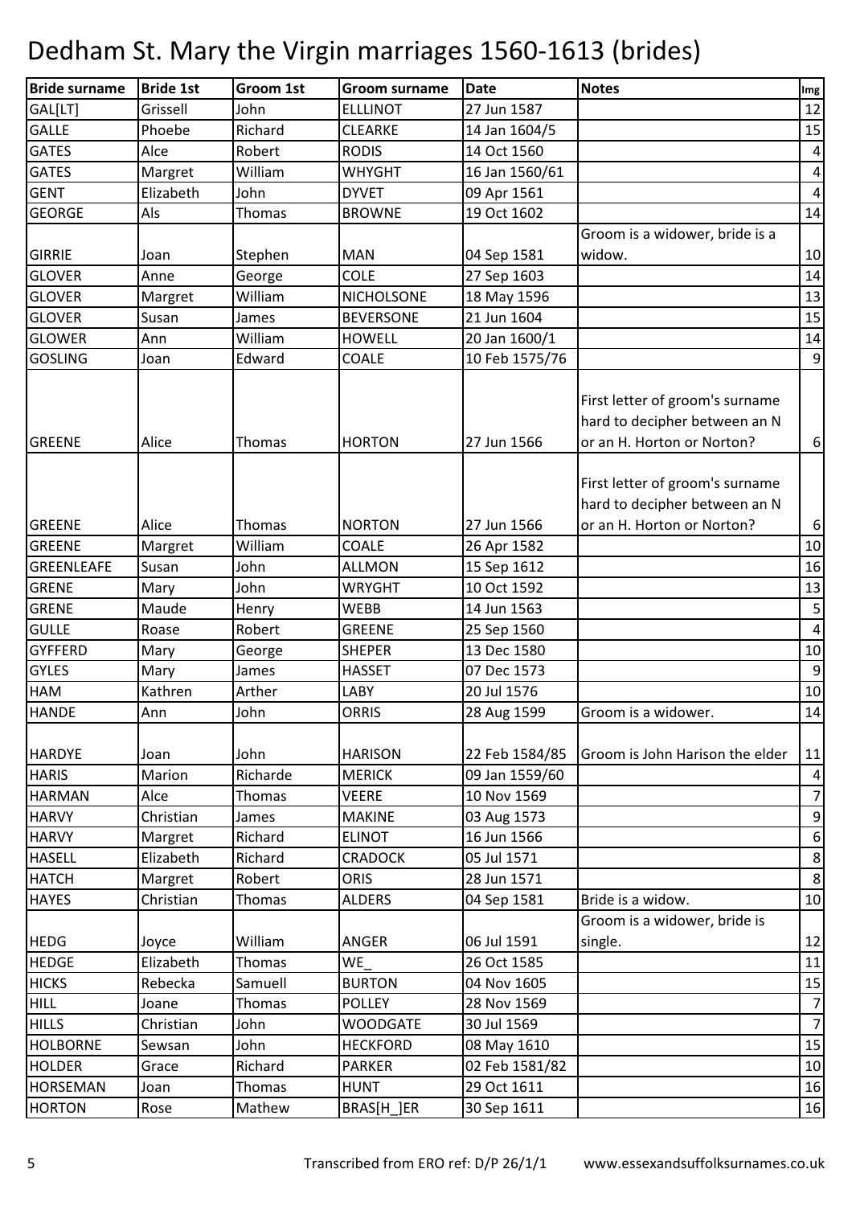# Dedham St. Mary the Virgin marriages 1560-1613 (brides)

| Bride surname | Bride 1st | Groom 1st | Groom surname | Date | Notes | Img |
|---|---|---|---|---|---|---|
| GAL[LT] | Grissell | John | ELLLINOT | 27 Jun 1587 | | 12 |
| GALLE | Phoebe | Richard | CLEARKE | 14 Jan 1604/5 | | 15 |
| GATES | Alce | Robert | RODIS | 14 Oct 1560 | | 4 |
| GATES | Margret | William | WHYGHT | 16 Jan 1560/61 | | 4 |
| GENT | Elizabeth | John | DYVET | 09 Apr 1561 | | 4 |
| GEORGE | Als | Thomas | BROWNE | 19 Oct 1602 | | 14 |
| GIRRIE | Joan | Stephen | MAN | 04 Sep 1581 | Groom is a widower, bride is a widow. | 10 |
| GLOVER | Anne | George | COLE | 27 Sep 1603 | | 14 |
| GLOVER | Margret | William | NICHOLSONE | 18 May 1596 | | 13 |
| GLOVER | Susan | James | BEVERSONE | 21 Jun 1604 | | 15 |
| GLOWER | Ann | William | HOWELL | 20 Jan 1600/1 | | 14 |
| GOSLING | Joan | Edward | COALE | 10 Feb 1575/76 | | 9 |
| GREENE | Alice | Thomas | HORTON | 27 Jun 1566 | First letter of groom's surname hard to decipher between an N or an H. Horton or Norton? | 6 |
| GREENE | Alice | Thomas | NORTON | 27 Jun 1566 | First letter of groom's surname hard to decipher between an N or an H. Horton or Norton? | 6 |
| GREENE | Margret | William | COALE | 26 Apr 1582 | | 10 |
| GREENLEAFE | Susan | John | ALLMON | 15 Sep 1612 | | 16 |
| GRENE | Mary | John | WRYGHT | 10 Oct 1592 | | 13 |
| GRENE | Maude | Henry | WEBB | 14 Jun 1563 | | 5 |
| GULLE | Roase | Robert | GREENE | 25 Sep 1560 | | 4 |
| GYFFERD | Mary | George | SHEPER | 13 Dec 1580 | | 10 |
| GYLES | Mary | James | HASSET | 07 Dec 1573 | | 9 |
| HAM | Kathren | Arther | LABY | 20 Jul 1576 | | 10 |
| HANDE | Ann | John | ORRIS | 28 Aug 1599 | Groom is a widower. | 14 |
| HARDYE | Joan | John | HARISON | 22 Feb 1584/85 | Groom is John Harison the elder | 11 |
| HARIS | Marion | Richarde | MERICK | 09 Jan 1559/60 | | 4 |
| HARMAN | Alce | Thomas | VEERE | 10 Nov 1569 | | 7 |
| HARVY | Christian | James | MAKINE | 03 Aug 1573 | | 9 |
| HARVY | Margret | Richard | ELINOT | 16 Jun 1566 | | 6 |
| HASELL | Elizabeth | Richard | CRADOCK | 05 Jul 1571 | | 8 |
| HATCH | Margret | Robert | ORIS | 28 Jun 1571 | | 8 |
| HAYES | Christian | Thomas | ALDERS | 04 Sep 1581 | Bride is a widow. | 10 |
| HEDG | Joyce | William | ANGER | 06 Jul 1591 | Groom is a widower, bride is single. | 12 |
| HEDGE | Elizabeth | Thomas | WE_ | 26 Oct 1585 | | 11 |
| HICKS | Rebecka | Samuell | BURTON | 04 Nov 1605 | | 15 |
| HILL | Joane | Thomas | POLLEY | 28 Nov 1569 | | 7 |
| HILLS | Christian | John | WOODGATE | 30 Jul 1569 | | 7 |
| HOLBORNE | Sewsan | John | HECKFORD | 08 May 1610 | | 15 |
| HOLDER | Grace | Richard | PARKER | 02 Feb 1581/82 | | 10 |
| HORSEMAN | Joan | Thomas | HUNT | 29 Oct 1611 | | 16 |
| HORTON | Rose | Mathew | BRAS[H_]ER | 30 Sep 1611 | | 16 |

Transcribed from ERO ref: D/P 26/1/1 www.essexandsuffolksurnames.co.uk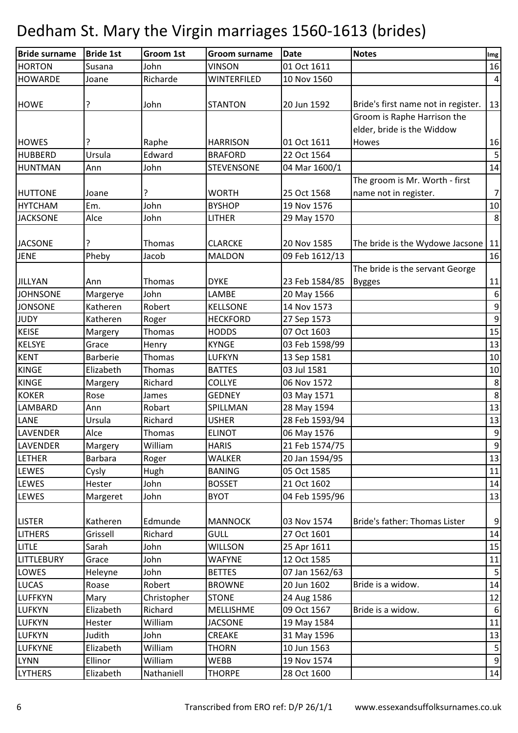# Dedham St. Mary the Virgin marriages 1560-1613 (brides)

| Bride surname | Bride 1st | Groom 1st | Groom surname | Date | Notes | Img |
|---|---|---|---|---|---|---|
| HORTON | Susana | John | VINSON | 01 Oct 1611 | | 16 |
| HOWARDE | Joane | Richarde | WINTERFILED | 10 Nov 1560 | | 4 |
| HOWE | ? | John | STANTON | 20 Jun 1592 | Bride's first name not in register. | 13 |
| HOWES | ? | Raphe | HARRISON | 01 Oct 1611 | Groom is Raphe Harrison the elder, bride is the Widdow Howes | 16 |
| HUBBERD | Ursula | Edward | BRAFORD | 22 Oct 1564 | | 5 |
| HUNTMAN | Ann | John | STEVENSONE | 04 Mar 1600/1 | | 14 |
| HUTTONE | Joane | ? | WORTH | 25 Oct 1568 | The groom is Mr. Worth - first name not in register. | 7 |
| HYTCHAM | Em. | John | BYSHOP | 19 Nov 1576 | | 10 |
| JACKSONE | Alce | John | LITHER | 29 May 1570 | | 8 |
| JACSONE | ? | Thomas | CLARCKE | 20 Nov 1585 | The bride is the Wydowe Jacsone | 11 |
| JENE | Pheby | Jacob | MALDON | 09 Feb 1612/13 | | 16 |
| JILLYAN | Ann | Thomas | DYKE | 23 Feb 1584/85 | The bride is the servant George Bygges | 11 |
| JOHNSONE | Margerye | John | LAMBE | 20 May 1566 | | 6 |
| JONSONE | Katheren | Robert | KELLSONE | 14 Nov 1573 | | 9 |
| JUDY | Katheren | Roger | HECKFORD | 27 Sep 1573 | | 9 |
| KEISE | Margery | Thomas | HODDS | 07 Oct 1603 | | 15 |
| KELSYE | Grace | Henry | KYNGE | 03 Feb 1598/99 | | 13 |
| KENT | Barberie | Thomas | LUFKYN | 13 Sep 1581 | | 10 |
| KINGE | Elizabeth | Thomas | BATTES | 03 Jul 1581 | | 10 |
| KINGE | Margery | Richard | COLLYE | 06 Nov 1572 | | 8 |
| KOKER | Rose | James | GEDNEY | 03 May 1571 | | 8 |
| LAMBARD | Ann | Robart | SPILLMAN | 28 May 1594 | | 13 |
| LANE | Ursula | Richard | USHER | 28 Feb 1593/94 | | 13 |
| LAVENDER | Alce | Thomas | ELINOT | 06 May 1576 | | 9 |
| LAVENDER | Margery | William | HARIS | 21 Feb 1574/75 | | 9 |
| LETHER | Barbara | Roger | WALKER | 20 Jan 1594/95 | | 13 |
| LEWES | Cysly | Hugh | BANING | 05 Oct 1585 | | 11 |
| LEWES | Hester | John | BOSSET | 21 Oct 1602 | | 14 |
| LEWES | Margeret | John | BYOT | 04 Feb 1595/96 | | 13 |
| LISTER | Katheren | Edmunde | MANNOCK | 03 Nov 1574 | Bride's father: Thomas Lister | 9 |
| LITHERS | Grissell | Richard | GULL | 27 Oct 1601 | | 14 |
| LITLE | Sarah | John | WILLSON | 25 Apr 1611 | | 15 |
| LITTLEBURY | Grace | John | WAFYNE | 12 Oct 1585 | | 11 |
| LOWES | Heleyne | John | BETTES | 07 Jan 1562/63 | | 5 |
| LUCAS | Roase | Robert | BROWNE | 20 Jun 1602 | Bride is a widow. | 14 |
| LUFFKYN | Mary | Christopher | STONE | 24 Aug 1586 | | 12 |
| LUFKYN | Elizabeth | Richard | MELLISHME | 09 Oct 1567 | Bride is a widow. | 6 |
| LUFKYN | Hester | William | JACSONE | 19 May 1584 | | 11 |
| LUFKYN | Judith | John | CREAKE | 31 May 1596 | | 13 |
| LUFKYNE | Elizabeth | William | THORN | 10 Jun 1563 | | 5 |
| LYNN | Ellinor | William | WEBB | 19 Nov 1574 | | 9 |
| LYTHERS | Elizabeth | Nathaniell | THORPE | 28 Oct 1600 | | 14 |

Transcribed from ERO ref: D/P 26/1/1 www.essexandsuffolksurnames.co.uk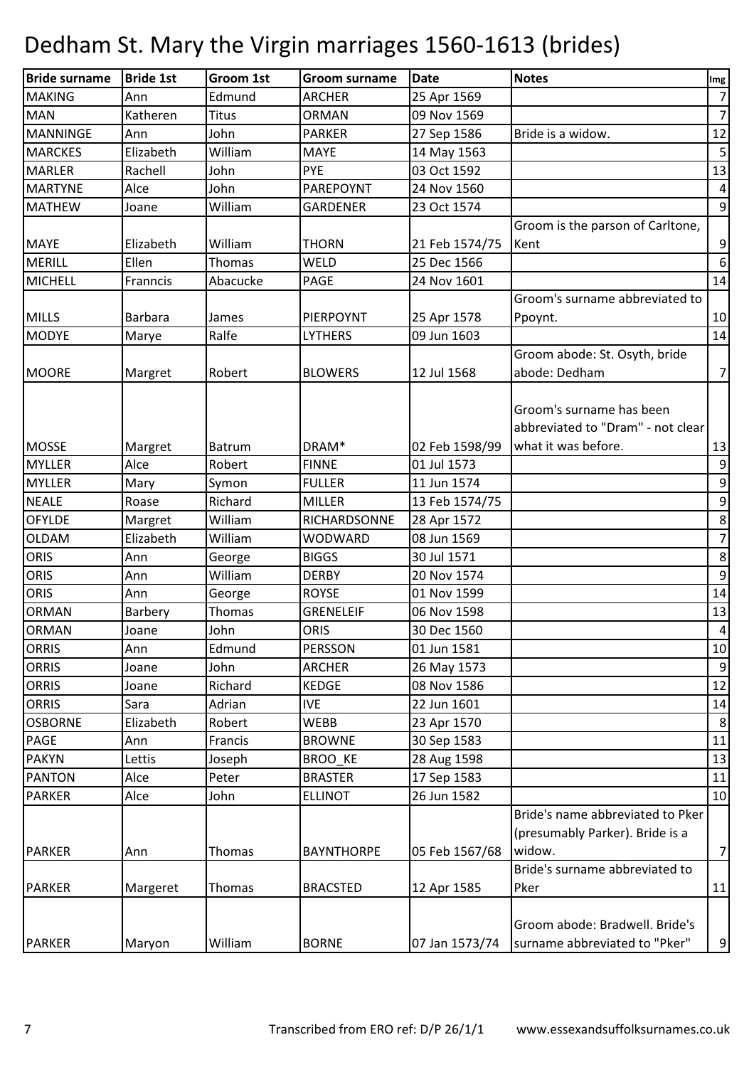# Dedham St. Mary the Virgin marriages 1560-1613 (brides)

| Bride surname | Bride 1st | Groom 1st | Groom surname | Date | Notes | Img |
|---|---|---|---|---|---|---|
| MAKING | Ann | Edmund | ARCHER | 25 Apr 1569 | | 7 |
| MAN | Katheren | Titus | ORMAN | 09 Nov 1569 | | 7 |
| MANNINGE | Ann | John | PARKER | 27 Sep 1586 | Bride is a widow. | 12 |
| MARCKES | Elizabeth | William | MAYE | 14 May 1563 | | 5 |
| MARLER | Rachell | John | PYE | 03 Oct 1592 | | 13 |
| MARTYNE | Alce | John | PAREPOYNT | 24 Nov 1560 | | 4 |
| MATHEW | Joane | William | GARDENER | 23 Oct 1574 | | 9 |
| MAYE | Elizabeth | William | THORN | 21 Feb 1574/75 | Groom is the parson of Carltone, Kent | 9 |
| MERILL | Ellen | Thomas | WELD | 25 Dec 1566 | | 6 |
| MICHELL | Franncis | Abacucke | PAGE | 24 Nov 1601 | | 14 |
| MILLS | Barbara | James | PIERPOYNT | 25 Apr 1578 | Groom's surname abbreviated to Ppoynt. | 10 |
| MODYE | Marye | Ralfe | LYTHERS | 09 Jun 1603 | | 14 |
| MOORE | Margret | Robert | BLOWERS | 12 Jul 1568 | Groom abode: St. Osyth, bride abode: Dedham | 7 |
| MOSSE | Margret | Batrum | DRAM* | 02 Feb 1598/99 | Groom's surname has been abbreviated to "Dram" - not clear what it was before. | 13 |
| MYLLER | Alce | Robert | FINNE | 01 Jul 1573 | | 9 |
| MYLLER | Mary | Symon | FULLER | 11 Jun 1574 | | 9 |
| NEALE | Roase | Richard | MILLER | 13 Feb 1574/75 | | 9 |
| OFYLDE | Margret | William | RICHARDSONNE | 28 Apr 1572 | | 8 |
| OLDAM | Elizabeth | William | WODWARD | 08 Jun 1569 | | 7 |
| ORIS | Ann | George | BIGGS | 30 Jul 1571 | | 8 |
| ORIS | Ann | William | DERBY | 20 Nov 1574 | | 9 |
| ORIS | Ann | George | ROYSE | 01 Nov 1599 | | 14 |
| ORMAN | Barbery | Thomas | GRENELEIF | 06 Nov 1598 | | 13 |
| ORMAN | Joane | John | ORIS | 30 Dec 1560 | | 4 |
| ORRIS | Ann | Edmund | PERSSON | 01 Jun 1581 | | 10 |
| ORRIS | Joane | John | ARCHER | 26 May 1573 | | 9 |
| ORRIS | Joane | Richard | KEDGE | 08 Nov 1586 | | 12 |
| ORRIS | Sara | Adrian | IVE | 22 Jun 1601 | | 14 |
| OSBORNE | Elizabeth | Robert | WEBB | 23 Apr 1570 | | 8 |
| PAGE | Ann | Francis | BROWNE | 30 Sep 1583 | | 11 |
| PAKYN | Lettis | Joseph | BROO_KE | 28 Aug 1598 | | 13 |
| PANTON | Alce | Peter | BRASTER | 17 Sep 1583 | | 11 |
| PARKER | Alce | John | ELLINOT | 26 Jun 1582 | | 10 |
| PARKER | Ann | Thomas | BAYNTHORPE | 05 Feb 1567/68 | Bride's name abbreviated to Pker (presumably Parker). Bride is a widow. | 7 |
| PARKER | Margeret | Thomas | BRACSTED | 12 Apr 1585 | Bride's surname abbreviated to Pker | 11 |
| PARKER | Maryon | William | BORNE | 07 Jan 1573/74 | Groom abode: Bradwell. Bride's surname abbreviated to "Pker" | 9 |

Transcribed from ERO ref: D/P 26/1/1 www.essexandsuffolksurnames.co.uk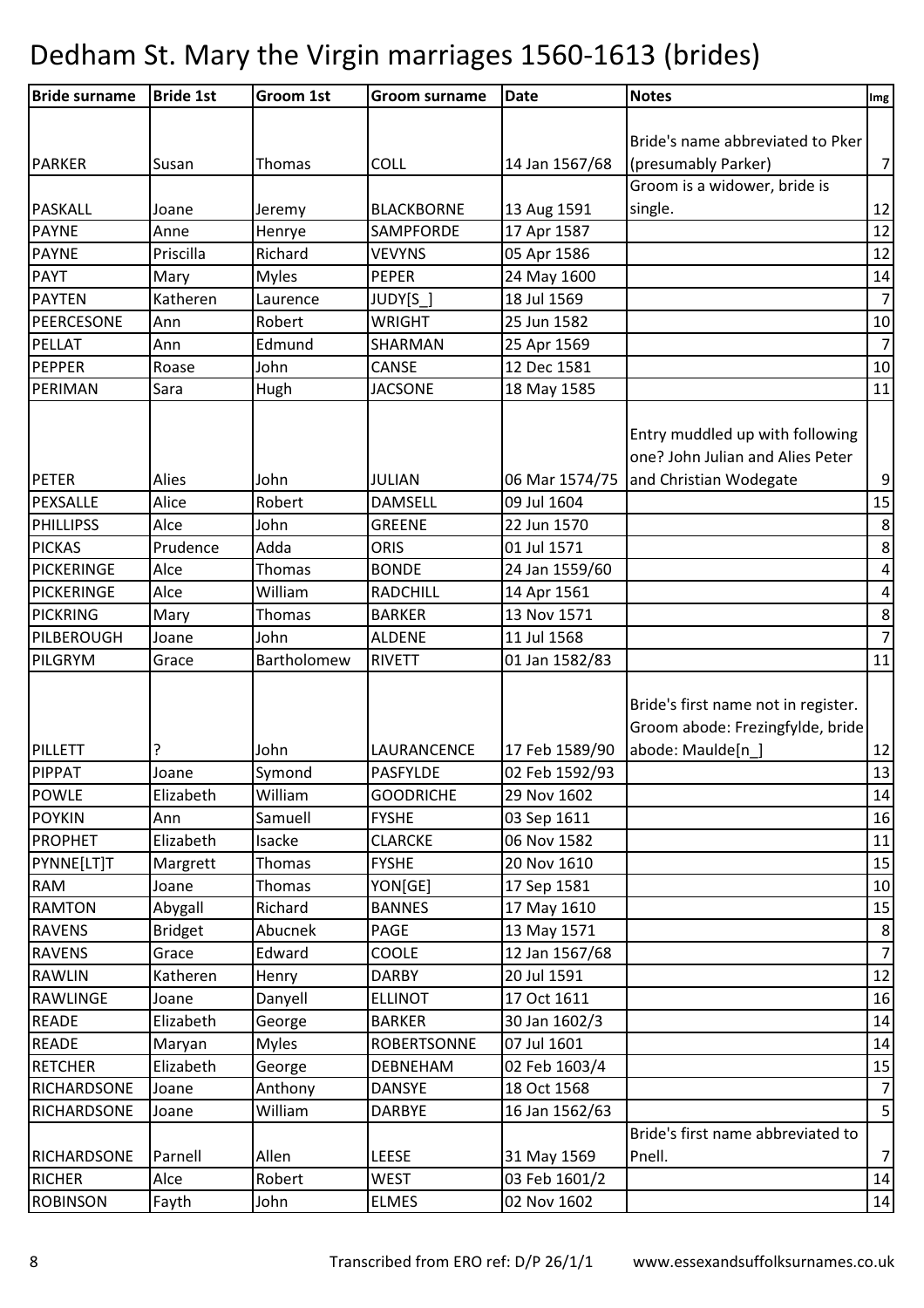# Dedham St. Mary the Virgin marriages 1560-1613 (brides)

| Bride surname | Bride 1st | Groom 1st | Groom surname | Date | Notes | Img |
|---|---|---|---|---|---|---|
| PARKER | Susan | Thomas | COLL | 14 Jan 1567/68 | Bride's name abbreviated to Pker (presumably Parker) | 7 |
| PASKALL | Joane | Jeremy | BLACKBORNE | 13 Aug 1591 | Groom is a widower, bride is single. | 12 |
| PAYNE | Anne | Henrye | SAMPFORDE | 17 Apr 1587 | | 12 |
| PAYNE | Priscilla | Richard | VEVYNS | 05 Apr 1586 | | 12 |
| PAYT | Mary | Myles | PEPER | 24 May 1600 | | 14 |
| PAYTEN | Katheren | Laurence | JUDY[S_] | 18 Jul 1569 | | 7 |
| PEERCESONE | Ann | Robert | WRIGHT | 25 Jun 1582 | | 10 |
| PELLAT | Ann | Edmund | SHARMAN | 25 Apr 1569 | | 7 |
| PEPPER | Roase | John | CANSE | 12 Dec 1581 | | 10 |
| PERIMAN | Sara | Hugh | JACSONE | 18 May 1585 | | 11 |
| PETER | Alies | John | JULIAN | 06 Mar 1574/75 | Entry muddled up with following one? John Julian and Alies Peter and Christian Wodegate | 9 |
| PEXSALLE | Alice | Robert | DAMSELL | 09 Jul 1604 | | 15 |
| PHILLIPSS | Alce | John | GREENE | 22 Jun 1570 | | 8 |
| PICKAS | Prudence | Adda | ORIS | 01 Jul 1571 | | 8 |
| PICKERINGE | Alce | Thomas | BONDE | 24 Jan 1559/60 | | 4 |
| PICKERINGE | Alce | William | RADCHILL | 14 Apr 1561 | | 4 |
| PICKRING | Mary | Thomas | BARKER | 13 Nov 1571 | | 8 |
| PILBEROUGH | Joane | John | ALDENE | 11 Jul 1568 | | 7 |
| PILGRYM | Grace | Bartholomew | RIVETT | 01 Jan 1582/83 | | 11 |
| PILLETT | ? | John | LAURANCENCE | 17 Feb 1589/90 | Bride's first name not in register. Groom abode: Frezingfylde, bride abode: Maulde[n_] | 12 |
| PIPPAT | Joane | Symond | PASFYLDE | 02 Feb 1592/93 | | 13 |
| POWLE | Elizabeth | William | GOODRICHE | 29 Nov 1602 | | 14 |
| POYKIN | Ann | Samuell | FYSHE | 03 Sep 1611 | | 16 |
| PROPHET | Elizabeth | Isacke | CLARCKE | 06 Nov 1582 | | 11 |
| PYNNE[LT]T | Margrett | Thomas | FYSHE | 20 Nov 1610 | | 15 |
| RAM | Joane | Thomas | YON[GE] | 17 Sep 1581 | | 10 |
| RAMTON | Abygall | Richard | BANNES | 17 May 1610 | | 15 |
| RAVENS | Bridget | Abucnek | PAGE | 13 May 1571 | | 8 |
| RAVENS | Grace | Edward | COOLE | 12 Jan 1567/68 | | 7 |
| RAWLIN | Katheren | Henry | DARBY | 20 Jul 1591 | | 12 |
| RAWLINGE | Joane | Danyell | ELLINOT | 17 Oct 1611 | | 16 |
| READE | Elizabeth | George | BARKER | 30 Jan 1602/3 | | 14 |
| READE | Maryan | Myles | ROBERTSONNE | 07 Jul 1601 | | 14 |
| RETCHER | Elizabeth | George | DEBNEHAM | 02 Feb 1603/4 | | 15 |
| RICHARDSONE | Joane | Anthony | DANSYE | 18 Oct 1568 | | 7 |
| RICHARDSONE | Joane | William | DARBYE | 16 Jan 1562/63 | | 5 |
| RICHARDSONE | Parnell | Allen | LEESE | 31 May 1569 | Bride's first name abbreviated to Pnell. | 7 |
| RICHER | Alce | Robert | WEST | 03 Feb 1601/2 | | 14 |
| ROBINSON | Fayth | John | ELMES | 02 Nov 1602 | | 14 |

Transcribed from ERO ref: D/P 26/1/1 www.essexandsuffolksurnames.co.uk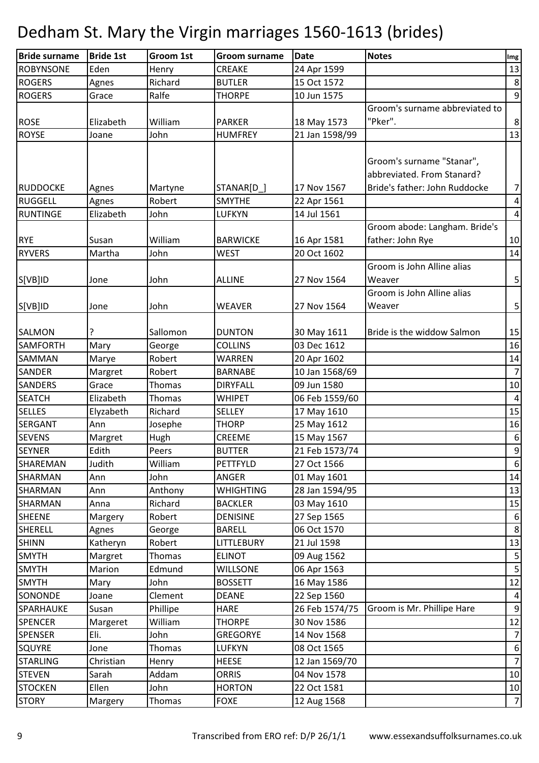# Dedham St. Mary the Virgin marriages 1560-1613 (brides)

| Bride surname | Bride 1st | Groom 1st | Groom surname | Date | Notes | Img |
|---|---|---|---|---|---|---|
| ROBYNSONE | Eden | Henry | CREAKE | 24 Apr 1599 | | 13 |
| ROGERS | Agnes | Richard | BUTLER | 15 Oct 1572 | | 8 |
| ROGERS | Grace | Ralfe | THORPE | 10 Jun 1575 | | 9 |
| ROSE | Elizabeth | William | PARKER | 18 May 1573 | Groom's surname abbreviated to "Pker". | 8 |
| ROYSE | Joane | John | HUMFREY | 21 Jan 1598/99 | | 13 |
| RUDDOCKE | Agnes | Martyne | STANAR[D_] | 17 Nov 1567 | Groom's surname "Stanar", abbreviated. From Stanard? Bride's father: John Ruddocke | 7 |
| RUGGELL | Agnes | Robert | SMYTHE | 22 Apr 1561 | | 4 |
| RUNTINGE | Elizabeth | John | LUFKYN | 14 Jul 1561 | | 4 |
| RYE | Susan | William | BARWICKE | 16 Apr 1581 | Groom abode: Langham. Bride's father: John Rye | 10 |
| RYVERS | Martha | John | WEST | 20 Oct 1602 | | 14 |
| S[VB]ID | Jone | John | ALLINE | 27 Nov 1564 | Groom is John Alline alias Weaver | 5 |
| S[VB]ID | Jone | John | WEAVER | 27 Nov 1564 | Groom is John Alline alias Weaver | 5 |
| SALMON | ? | Sallomon | DUNTON | 30 May 1611 | Bride is the widdow Salmon | 15 |
| SAMFORTH | Mary | George | COLLINS | 03 Dec 1612 | | 16 |
| SAMMAN | Marye | Robert | WARREN | 20 Apr 1602 | | 14 |
| SANDER | Margret | Robert | BARNABE | 10 Jan 1568/69 | | 7 |
| SANDERS | Grace | Thomas | DIRYFALL | 09 Jun 1580 | | 10 |
| SEATCH | Elizabeth | Thomas | WHIPET | 06 Feb 1559/60 | | 4 |
| SELLES | Elyzabeth | Richard | SELLEY | 17 May 1610 | | 15 |
| SERGANT | Ann | Josephe | THORP | 25 May 1612 | | 16 |
| SEVENS | Margret | Hugh | CREEME | 15 May 1567 | | 6 |
| SEYNER | Edith | Peers | BUTTER | 21 Feb 1573/74 | | 9 |
| SHAREMAN | Judith | William | PETTFYLD | 27 Oct 1566 | | 6 |
| SHARMAN | Ann | John | ANGER | 01 May 1601 | | 14 |
| SHARMAN | Ann | Anthony | WHIGHTING | 28 Jan 1594/95 | | 13 |
| SHARMAN | Anna | Richard | BACKLER | 03 May 1610 | | 15 |
| SHEENE | Margery | Robert | DENISINE | 27 Sep 1565 | | 6 |
| SHERELL | Agnes | George | BARELL | 06 Oct 1570 | | 8 |
| SHINN | Katheryn | Robert | LITTLEBURY | 21 Jul 1598 | | 13 |
| SMYTH | Margret | Thomas | ELINOT | 09 Aug 1562 | | 5 |
| SMYTH | Marion | Edmund | WILLSONE | 06 Apr 1563 | | 5 |
| SMYTH | Mary | John | BOSSETT | 16 May 1586 | | 12 |
| SONONDE | Joane | Clement | DEANE | 22 Sep 1560 | | 4 |
| SPARHAUKE | Susan | Phillipe | HARE | 26 Feb 1574/75 | Groom is Mr. Phillipe Hare | 9 |
| SPENCER | Margeret | William | THORPE | 30 Nov 1586 | | 12 |
| SPENSER | Eli. | John | GREGORYE | 14 Nov 1568 | | 7 |
| SQUYRE | Jone | Thomas | LUFKYN | 08 Oct 1565 | | 6 |
| STARLING | Christian | Henry | HEESE | 12 Jan 1569/70 | | 7 |
| STEVEN | Sarah | Addam | ORRIS | 04 Nov 1578 | | 10 |
| STOCKEN | Ellen | John | HORTON | 22 Oct 1581 | | 10 |
| STORY | Margery | Thomas | FOXE | 12 Aug 1568 | | 7 |

Transcribed from ERO ref: D/P 26/1/1 www.essexandsuffolksurnames.co.uk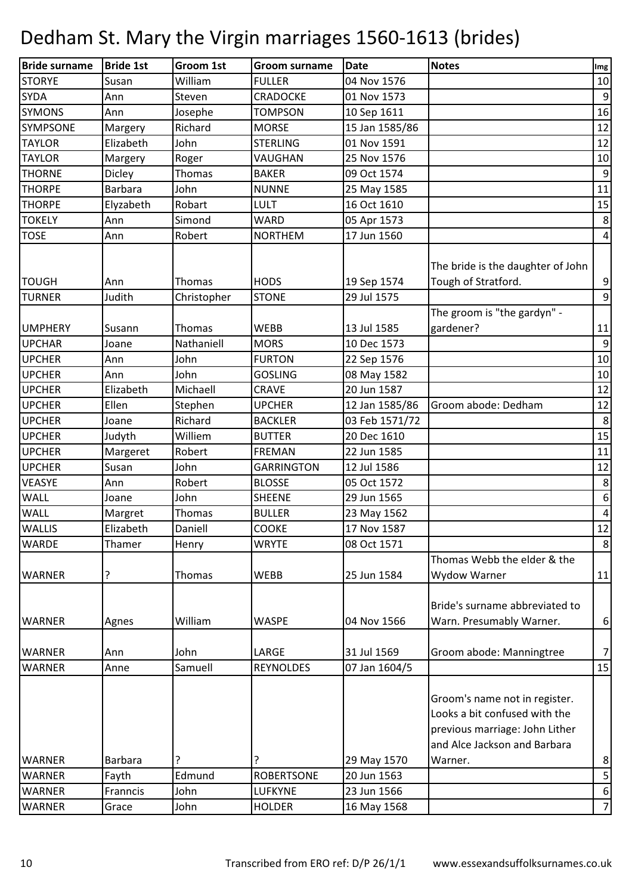# Dedham St. Mary the Virgin marriages 1560-1613 (brides)

| Bride surname | Bride 1st | Groom 1st | Groom surname | Date | Notes | Img |
|---|---|---|---|---|---|---|
| STORYE | Susan | William | FULLER | 04 Nov 1576 | | 10 |
| SYDA | Ann | Steven | CRADOCKE | 01 Nov 1573 | | 9 |
| SYMONS | Ann | Josephe | TOMPSON | 10 Sep 1611 | | 16 |
| SYMPSONE | Margery | Richard | MORSE | 15 Jan 1585/86 | | 12 |
| TAYLOR | Elizabeth | John | STERLING | 01 Nov 1591 | | 12 |
| TAYLOR | Margery | Roger | VAUGHAN | 25 Nov 1576 | | 10 |
| THORNE | Dicley | Thomas | BAKER | 09 Oct 1574 | | 9 |
| THORPE | Barbara | John | NUNNE | 25 May 1585 | | 11 |
| THORPE | Elyzabeth | Robart | LULT | 16 Oct 1610 | | 15 |
| TOKELY | Ann | Simond | WARD | 05 Apr 1573 | | 8 |
| TOSE | Ann | Robert | NORTHEM | 17 Jun 1560 | | 4 |
| TOUGH | Ann | Thomas | HODS | 19 Sep 1574 | The bride is the daughter of John Tough of Stratford. | 9 |
| TURNER | Judith | Christopher | STONE | 29 Jul 1575 | | 9 |
| UMPHERY | Susann | Thomas | WEBB | 13 Jul 1585 | The groom is "the gardyn" - gardener? | 11 |
| UPCHAR | Joane | Nathaniell | MORS | 10 Dec 1573 | | 9 |
| UPCHER | Ann | John | FURTON | 22 Sep 1576 | | 10 |
| UPCHER | Ann | John | GOSLING | 08 May 1582 | | 10 |
| UPCHER | Elizabeth | Michaell | CRAVE | 20 Jun 1587 | | 12 |
| UPCHER | Ellen | Stephen | UPCHER | 12 Jan 1585/86 | Groom abode: Dedham | 12 |
| UPCHER | Joane | Richard | BACKLER | 03 Feb 1571/72 | | 8 |
| UPCHER | Judyth | Williem | BUTTER | 20 Dec 1610 | | 15 |
| UPCHER | Margeret | Robert | FREMAN | 22 Jun 1585 | | 11 |
| UPCHER | Susan | John | GARRINGTON | 12 Jul 1586 | | 12 |
| VEASYE | Ann | Robert | BLOSSE | 05 Oct 1572 | | 8 |
| WALL | Joane | John | SHEENE | 29 Jun 1565 | | 6 |
| WALL | Margret | Thomas | BULLER | 23 May 1562 | | 4 |
| WALLIS | Elizabeth | Daniell | COOKE | 17 Nov 1587 | | 12 |
| WARDE | Thamer | Henry | WRYTE | 08 Oct 1571 | | 8 |
| WARNER | ? | Thomas | WEBB | 25 Jun 1584 | Thomas Webb the elder & the Wydow Warner | 11 |
| WARNER | Agnes | William | WASPE | 04 Nov 1566 | Bride's surname abbreviated to Warn. Presumably Warner. | 6 |
| WARNER | Ann | John | LARGE | 31 Jul 1569 | Groom abode: Manningtree | 7 |
| WARNER | Anne | Samuell | REYNOLDES | 07 Jan 1604/5 | | 15 |
| WARNER | Barbara | ? | ? | 29 May 1570 | Groom's name not in register. Looks a bit confused with the previous marriage: John Lither and Alce Jackson and Barbara Warner. | 8 |
| WARNER | Fayth | Edmund | ROBERTSONE | 20 Jun 1563 | | 5 |
| WARNER | Franncis | John | LUFKYNE | 23 Jun 1566 | | 6 |
| WARNER | Grace | John | HOLDER | 16 May 1568 | | 7 |

Transcribed from ERO ref: D/P 26/1/1 www.essexandsuffolksurnames.co.uk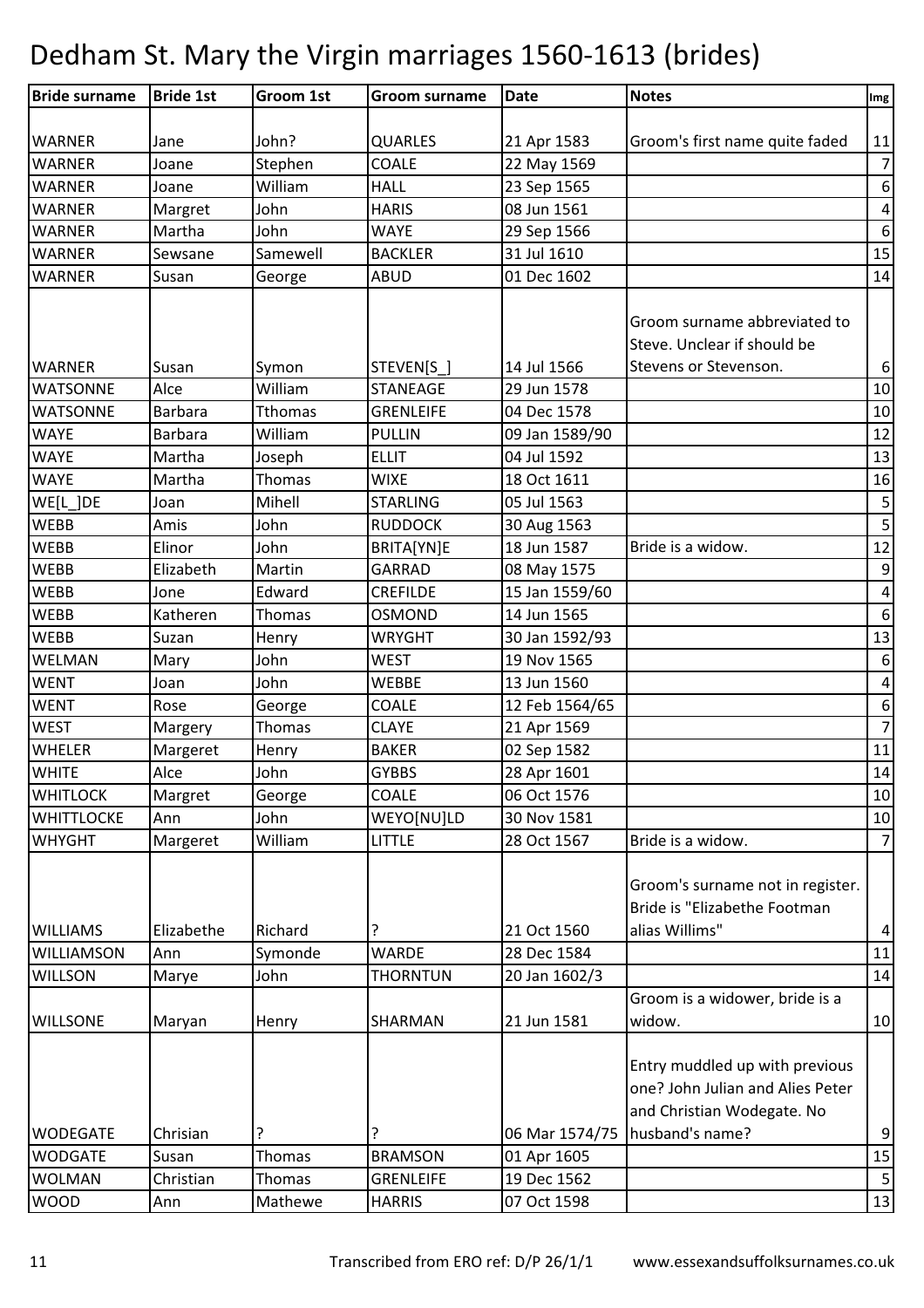# Dedham St. Mary the Virgin marriages 1560-1613 (brides)

| Bride surname | Bride 1st | Groom 1st | Groom surname | Date | Notes | Img |
|---|---|---|---|---|---|---|
| WARNER | Jane | John? | QUARLES | 21 Apr 1583 | Groom's first name quite faded | 11 |
| WARNER | Joane | Stephen | COALE | 22 May 1569 | | 7 |
| WARNER | Joane | William | HALL | 23 Sep 1565 | | 6 |
| WARNER | Margret | John | HARIS | 08 Jun 1561 | | 4 |
| WARNER | Martha | John | WAYE | 29 Sep 1566 | | 6 |
| WARNER | Sewsane | Samewell | BACKLER | 31 Jul 1610 | | 15 |
| WARNER | Susan | George | ABUD | 01 Dec 1602 | | 14 |
| WARNER | Susan | Symon | STEVEN[S_] | 14 Jul 1566 | Groom surname abbreviated to Steve. Unclear if should be Stevens or Stevenson. | 6 |
| WATSONNE | Alce | William | STANEAGE | 29 Jun 1578 | | 10 |
| WATSONNE | Barbara | Tthomas | GRENLEIFE | 04 Dec 1578 | | 10 |
| WAYE | Barbara | William | PULLIN | 09 Jan 1589/90 | | 12 |
| WAYE | Martha | Joseph | ELLIT | 04 Jul 1592 | | 13 |
| WAYE | Martha | Thomas | WIXE | 18 Oct 1611 | | 16 |
| WE[L_]DE | Joan | Mihell | STARLING | 05 Jul 1563 | | 5 |
| WEBB | Amis | John | RUDDOCK | 30 Aug 1563 | | 5 |
| WEBB | Elinor | John | BRITA[YN]E | 18 Jun 1587 | Bride is a widow. | 12 |
| WEBB | Elizabeth | Martin | GARRAD | 08 May 1575 | | 9 |
| WEBB | Jone | Edward | CREFILDE | 15 Jan 1559/60 | | 4 |
| WEBB | Katheren | Thomas | OSMOND | 14 Jun 1565 | | 6 |
| WEBB | Suzan | Henry | WRYGHT | 30 Jan 1592/93 | | 13 |
| WELMAN | Mary | John | WEST | 19 Nov 1565 | | 6 |
| WENT | Joan | John | WEBBE | 13 Jun 1560 | | 4 |
| WENT | Rose | George | COALE | 12 Feb 1564/65 | | 6 |
| WEST | Margery | Thomas | CLAYE | 21 Apr 1569 | | 7 |
| WHELER | Margeret | Henry | BAKER | 02 Sep 1582 | | 11 |
| WHITE | Alce | John | GYBBS | 28 Apr 1601 | | 14 |
| WHITLOCK | Margret | George | COALE | 06 Oct 1576 | | 10 |
| WHITTLOCKE | Ann | John | WEYO[NU]LD | 30 Nov 1581 | | 10 |
| WHYGHT | Margeret | William | LITTLE | 28 Oct 1567 | Bride is a widow. | 7 |
| WILLIAMS | Elizabethe | Richard | ? | 21 Oct 1560 | Groom's surname not in register. Bride is "Elizabethe Footman alias Willims" | 4 |
| WILLIAMSON | Ann | Symonde | WARDE | 28 Dec 1584 | | 11 |
| WILLSON | Marye | John | THORNTUN | 20 Jan 1602/3 | | 14 |
| WILLSONE | Maryan | Henry | SHARMAN | 21 Jun 1581 | Groom is a widower, bride is a widow. | 10 |
| WODEGATE | Chrisian | ? | ? | 06 Mar 1574/75 | Entry muddled up with previous one? John Julian and Alies Peter and Christian Wodegate. No husband's name? | 9 |
| WODGATE | Susan | Thomas | BRAMSON | 01 Apr 1605 | | 15 |
| WOLMAN | Christian | Thomas | GRENLEIFE | 19 Dec 1562 | | 5 |
| WOOD | Ann | Mathewe | HARRIS | 07 Oct 1598 | | 13 |

Transcribed from ERO ref: D/P 26/1/1 www.essexandsuffolksurnames.co.uk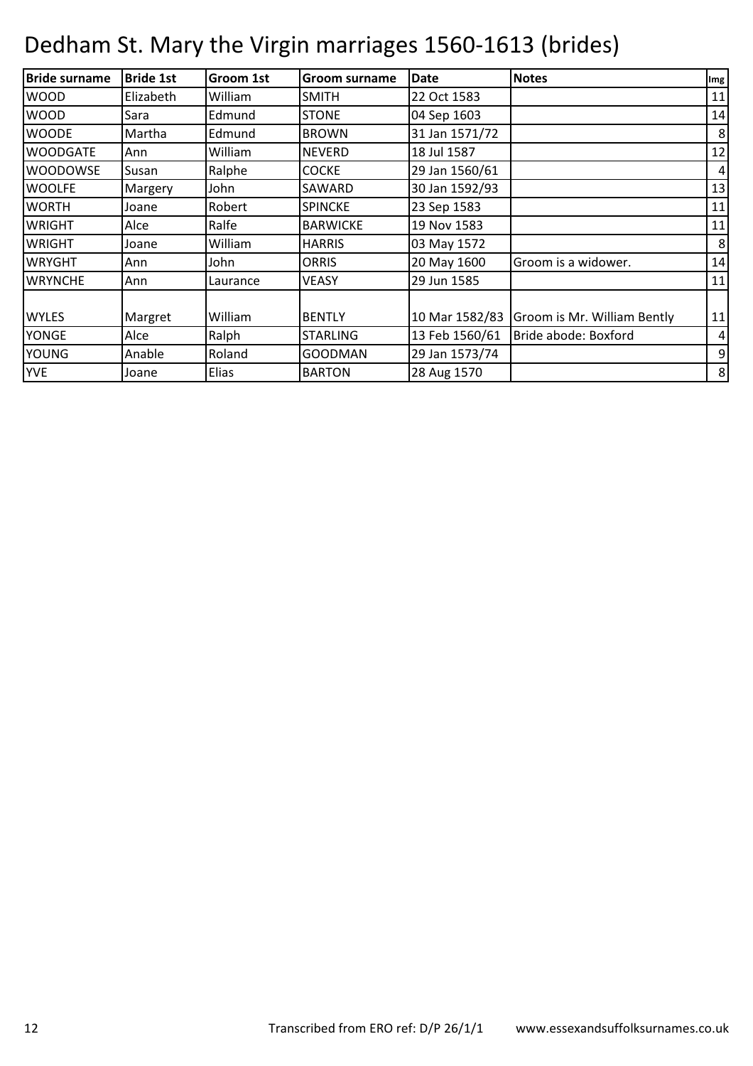# Dedham St. Mary the Virgin marriages 1560-1613 (brides)

| Bride surname | Bride 1st | Groom 1st | Groom surname | Date | Notes | Img |
|---|---|---|---|---|---|---|
| WOOD | Elizabeth | William | SMITH | 22 Oct 1583 | | 11 |
| WOOD | Sara | Edmund | STONE | 04 Sep 1603 | | 14 |
| WOODE | Martha | Edmund | BROWN | 31 Jan 1571/72 | | 8 |
| WOODGATE | Ann | William | NEVERD | 18 Jul 1587 | | 12 |
| WOODOWSE | Susan | Ralphe | COCKE | 29 Jan 1560/61 | | 4 |
| WOOLFE | Margery | John | SAWARD | 30 Jan 1592/93 | | 13 |
| WORTH | Joane | Robert | SPINCKE | 23 Sep 1583 | | 11 |
| WRIGHT | Alce | Ralfe | BARWICKE | 19 Nov 1583 | | 11 |
| WRIGHT | Joane | William | HARRIS | 03 May 1572 | | 8 |
| WRYGHT | Ann | John | ORRIS | 20 May 1600 | Groom is a widower. | 14 |
| WRYNCHE | Ann | Laurance | VEASY | 29 Jun 1585 | | 11 |
| WYLES | Margret | William | BENTLY | 10 Mar 1582/83 | Groom is Mr. William Bently | 11 |
| YONGE | Alce | Ralph | STARLING | 13 Feb 1560/61 | Bride abode: Boxford | 4 |
| YOUNG | Anable | Roland | GOODMAN | 29 Jan 1573/74 | | 9 |
| YVE | Joane | Elias | BARTON | 28 Aug 1570 | | 8 |

Transcribed from ERO ref: D/P 26/1/1 www.essexandsuffolksurnames.co.uk